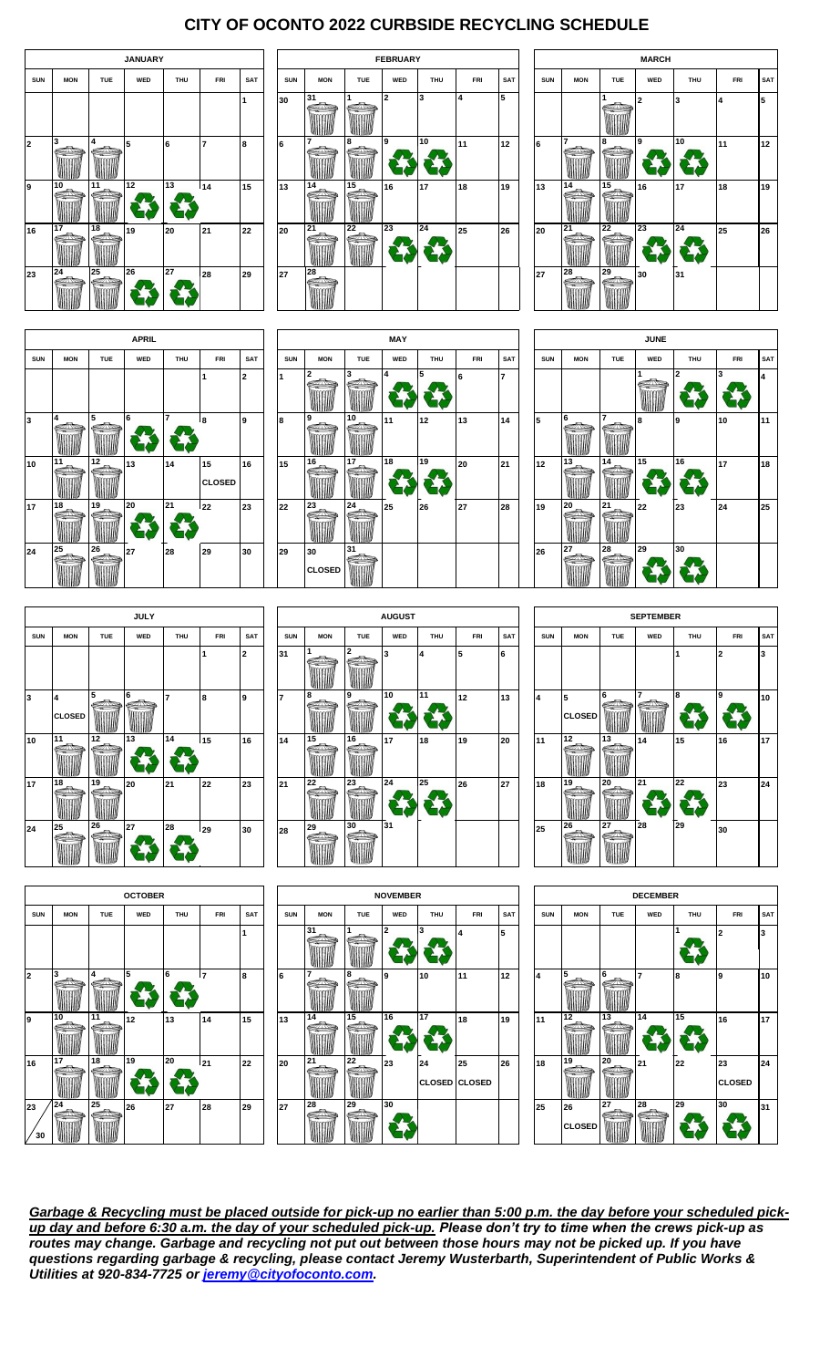# CITY OF OCONTO 2022 CURBSIDE RECYCLING SCHEDULE

## JANUARY

| SUN | MON | TUE | WED | THU | FRI | SAT |
|---|---|---|---|---|---|---|
| | | | | | | 1 |
| 2 | 3 | 4 | 5 | 6 | 7 | 8 |
| 9 | 10 | 11 | 12 | 13 | 14 | 15 |
| 16 | 17 | 18 | 19 | 20 | 21 | 22 |
| 23 | 24 | 25 | 26 | 27 | 28 | 29 |

## FEBRUARY

| SUN | MON | TUE | WED | THU | FRI | SAT |
|---|---|---|---|---|---|---|
| 30 | 31 | 1 | 2 | 3 | 4 | 5 |
| 6 | 7 | 8 | 9 | 10 | 11 | 12 |
| 13 | 14 | 15 | 16 | 17 | 18 | 19 |
| 20 | 21 | 22 | 23 | 24 | 25 | 26 |
| 27 | 28 | | | | | |

## MARCH

| SUN | MON | TUE | WED | THU | FRI | SAT |
|---|---|---|---|---|---|---|
| | | 1 | 2 | 3 | 4 | 5 |
| 6 | 7 | 8 | 9 | 10 | 11 | 12 |
| 13 | 14 | 15 | 16 | 17 | 18 | 19 |
| 20 | 21 | 22 | 23 | 24 | 25 | 26 |
| 27 | 28 | 29 | 30 | 31 | | |

## APRIL

| SUN | MON | TUE | WED | THU | FRI | SAT |
|---|---|---|---|---|---|---|
| | | | | | 1 | 2 |
| 3 | 4 | 5 | 6 | 7 | 8 | 9 |
| 10 | 11 | 12 | 13 | 14 | 15 CLOSED | 16 |
| 17 | 18 | 19 | 20 | 21 | 22 | 23 |
| 24 | 25 | 26 | 27 | 28 | 29 | 30 |

## MAY

| SUN | MON | TUE | WED | THU | FRI | SAT |
|---|---|---|---|---|---|---|
| 1 | 2 | 3 | 4 | 5 | 6 | 7 |
| 8 | 9 | 10 | 11 | 12 | 13 | 14 |
| 15 | 16 | 17 | 18 | 19 | 20 | 21 |
| 22 | 23 | 24 | 25 | 26 | 27 | 28 |
| 29 | 30 CLOSED | 31 | | | | |

## JUNE

| SUN | MON | TUE | WED | THU | FRI | SAT |
|---|---|---|---|---|---|---|
| | | | 1 | 2 | 3 | 4 |
| 5 | 6 | 7 | 8 | 9 | 10 | 11 |
| 12 | 13 | 14 | 15 | 16 | 17 | 18 |
| 19 | 20 | 21 | 22 | 23 | 24 | 25 |
| 26 | 27 | 28 | 29 | 30 | | |

## JULY

| SUN | MON | TUE | WED | THU | FRI | SAT |
|---|---|---|---|---|---|---|
| | | | | | 1 | 2 |
| 3 | 4 CLOSED | 5 | 6 | 7 | 8 | 9 |
| 10 | 11 | 12 | 13 | 14 | 15 | 16 |
| 17 | 18 | 19 | 20 | 21 | 22 | 23 |
| 24 | 25 | 26 | 27 | 28 | 29 | 30 |

## AUGUST

| SUN | MON | TUE | WED | THU | FRI | SAT |
|---|---|---|---|---|---|---|
| 31 | 1 | 2 | 3 | 4 | 5 | 6 |
| 7 | 8 | 9 | 10 | 11 | 12 | 13 |
| 14 | 15 | 16 | 17 | 18 | 19 | 20 |
| 21 | 22 | 23 | 24 | 25 | 26 | 27 |
| 28 | 29 | 30 | 31 | | | |

## SEPTEMBER

| SUN | MON | TUE | WED | THU | FRI | SAT |
|---|---|---|---|---|---|---|
| | | | | 1 | 2 | 3 |
| 4 | 5 CLOSED | 6 | 7 | 8 | 9 | 10 |
| 11 | 12 | 13 | 14 | 15 | 16 | 17 |
| 18 | 19 | 20 | 21 | 22 | 23 | 24 |
| 25 | 26 | 27 | 28 | 29 | 30 | |

## OCTOBER

| SUN | MON | TUE | WED | THU | FRI | SAT |
|---|---|---|---|---|---|---|
| | | | | | | 1 |
| 2 | 3 | 4 | 5 | 6 | 7 | 8 |
| 9 | 10 | 11 | 12 | 13 | 14 | 15 |
| 16 | 17 | 18 | 19 | 20 | 21 | 22 |
| 23 / 30 | 24 | 25 | 26 | 27 | 28 | 29 |

## NOVEMBER

| SUN | MON | TUE | WED | THU | FRI | SAT |
|---|---|---|---|---|---|---|
| | 31 | 1 | 2 | 3 | 4 | 5 |
| 6 | 7 | 8 | 9 | 10 | 11 | 12 |
| 13 | 14 | 15 | 16 | 17 | 18 | 19 |
| 20 | 21 | 22 | 23 | 24 CLOSED | 25 CLOSED | 26 |
| 27 | 28 | 29 | 30 | | | |

## DECEMBER

| SUN | MON | TUE | WED | THU | FRI | SAT |
|---|---|---|---|---|---|---|
| | | | | 1 | 2 | 3 |
| 4 | 5 | 6 | 7 | 8 | 9 | 10 |
| 11 | 12 | 13 | 14 | 15 | 16 | 17 |
| 18 | 19 | 20 | 21 | 22 | 23 CLOSED | 24 |
| 25 | 26 CLOSED | 27 | 28 | 29 | 30 | 31 |

***Garbage & Recycling must be placed outside for pick-up no earlier than 5:00 p.m. the day before your scheduled pick-up day and before 6:30 a.m. the day of your scheduled pick-up.** Please don't try to time when the crews pick-up as routes may change. Garbage and recycling not put out between those hours may not be picked up. If you have questions regarding garbage & recycling, please contact Jeremy Wusterbarth, Superintendent of Public Works & Utilities at 920-834-7725 or jeremy@cityofoconto.com.*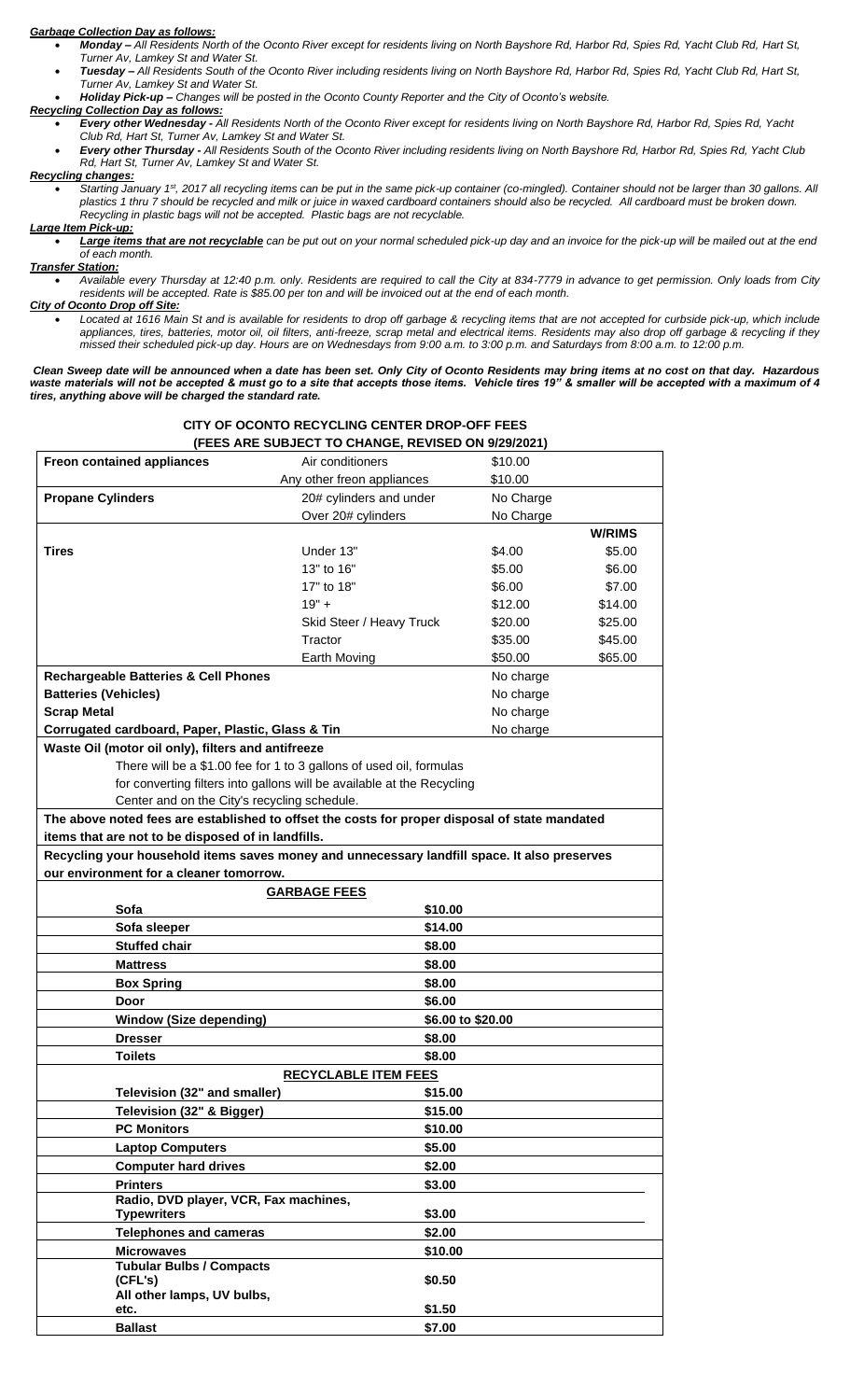***Garbage Collection Day as follows:***

- ***Monday –*** *All Residents North of the Oconto River except for residents living on North Bayshore Rd, Harbor Rd, Spies Rd, Yacht Club Rd, Hart St, Turner Av, Lamkey St and Water St.*
- ***Tuesday –*** *All Residents South of the Oconto River including residents living on North Bayshore Rd, Harbor Rd, Spies Rd, Yacht Club Rd, Hart St, Turner Av, Lamkey St and Water St.*
- ***Holiday Pick-up –*** *Changes will be posted in the Oconto County Reporter and the City of Oconto's website.*

***Recycling Collection Day as follows:***

- ***Every other Wednesday -*** *All Residents North of the Oconto River except for residents living on North Bayshore Rd, Harbor Rd, Spies Rd, Yacht Club Rd, Hart St, Turner Av, Lamkey St and Water St.*
- ***Every other Thursday -*** *All Residents South of the Oconto River including residents living on North Bayshore Rd, Harbor Rd, Spies Rd, Yacht Club Rd, Hart St, Turner Av, Lamkey St and Water St.*

***Recycling changes:***

- *Starting January 1st, 2017 all recycling items can be put in the same pick-up container (co-mingled). Container should not be larger than 30 gallons. All plastics 1 thru 7 should be recycled and milk or juice in waxed cardboard containers should also be recycled. All cardboard must be broken down. Recycling in plastic bags will not be accepted. Plastic bags are not recyclable.*

***Large Item Pick-up:***

- ***Large items that are not recyclable*** *can be put out on your normal scheduled pick-up day and an invoice for the pick-up will be mailed out at the end of each month.*

***Transfer Station:***

- *Available every Thursday at 12:40 p.m. only. Residents are required to call the City at 834-7779 in advance to get permission. Only loads from City residents will be accepted. Rate is $85.00 per ton and will be invoiced out at the end of each month.*

***City of Oconto Drop off Site:***

- *Located at 1616 Main St and is available for residents to drop off garbage & recycling items that are not accepted for curbside pick-up, which include appliances, tires, batteries, motor oil, oil filters, anti-freeze, scrap metal and electrical items. Residents may also drop off garbage & recycling if they missed their scheduled pick-up day. Hours are on Wednesdays from 9:00 a.m. to 3:00 p.m. and Saturdays from 8:00 a.m. to 12:00 p.m.*

***Clean Sweep date will be announced when a date has been set. Only City of Oconto Residents may bring items at no cost on that day. Hazardous waste materials will not be accepted & must go to a site that accepts those items. Vehicle tires 19" & smaller will be accepted with a maximum of 4 tires, anything above will be charged the standard rate.***

**CITY OF OCONTO RECYCLING CENTER DROP-OFF FEES**
**(FEES ARE SUBJECT TO CHANGE, REVISED ON 9/29/2021)**

| | | | |
|---|---|---|---|
| **Freon contained appliances** | Air conditioners | $10.00 | |
| | Any other freon appliances | $10.00 | |
| **Propane Cylinders** | 20# cylinders and under | No Charge | |
| | Over 20# cylinders | No Charge | |
| | | | **W/RIMS** |
| **Tires** | Under 13" | $4.00 | $5.00 |
| | 13" to 16" | $5.00 | $6.00 |
| | 17" to 18" | $6.00 | $7.00 |
| | 19" + | $12.00 | $14.00 |
| | Skid Steer / Heavy Truck | $20.00 | $25.00 |
| | Tractor | $35.00 | $45.00 |
| | Earth Moving | $50.00 | $65.00 |
| **Rechargeable Batteries & Cell Phones** | | No charge | |
| **Batteries (Vehicles)** | | No charge | |
| **Scrap Metal** | | No charge | |
| **Corrugated cardboard, Paper, Plastic, Glass & Tin** | | No charge | |
| **Waste Oil (motor oil only), filters and antifreeze** | | | |
| There will be a $1.00 fee for 1 to 3 gallons of used oil, formulas for converting filters into gallons will be available at the Recycling Center and on the City's recycling schedule. | | | |
| **The above noted fees are established to offset the costs for proper disposal of state mandated items that are not to be disposed of in landfills.** | | | |
| **Recycling your household items saves money and unnecessary landfill space. It also preserves our environment for a cleaner tomorrow.** | | | |

**GARBAGE FEES**

| | |
|---|---|
| **Sofa** | $10.00 |
| **Sofa sleeper** | $14.00 |
| **Stuffed chair** | $8.00 |
| **Mattress** | $8.00 |
| **Box Spring** | $8.00 |
| **Door** | $6.00 |
| **Window (Size depending)** | $6.00 to $20.00 |
| **Dresser** | $8.00 |
| **Toilets** | $8.00 |

**RECYCLABLE ITEM FEES**

| | |
|---|---|
| **Television (32" and smaller)** | $15.00 |
| **Television (32" & Bigger)** | $15.00 |
| **PC Monitors** | $10.00 |
| **Laptop Computers** | $5.00 |
| **Computer hard drives** | $2.00 |
| **Printers** | $3.00 |
| **Radio, DVD player, VCR, Fax machines, Typewriters** | $3.00 |
| **Telephones and cameras** | $2.00 |
| **Microwaves** | $10.00 |
| **Tubular Bulbs / Compacts (CFL's)** | $0.50 |
| **All other lamps, UV bulbs, etc.** | $1.50 |
| **Ballast** | $7.00 |